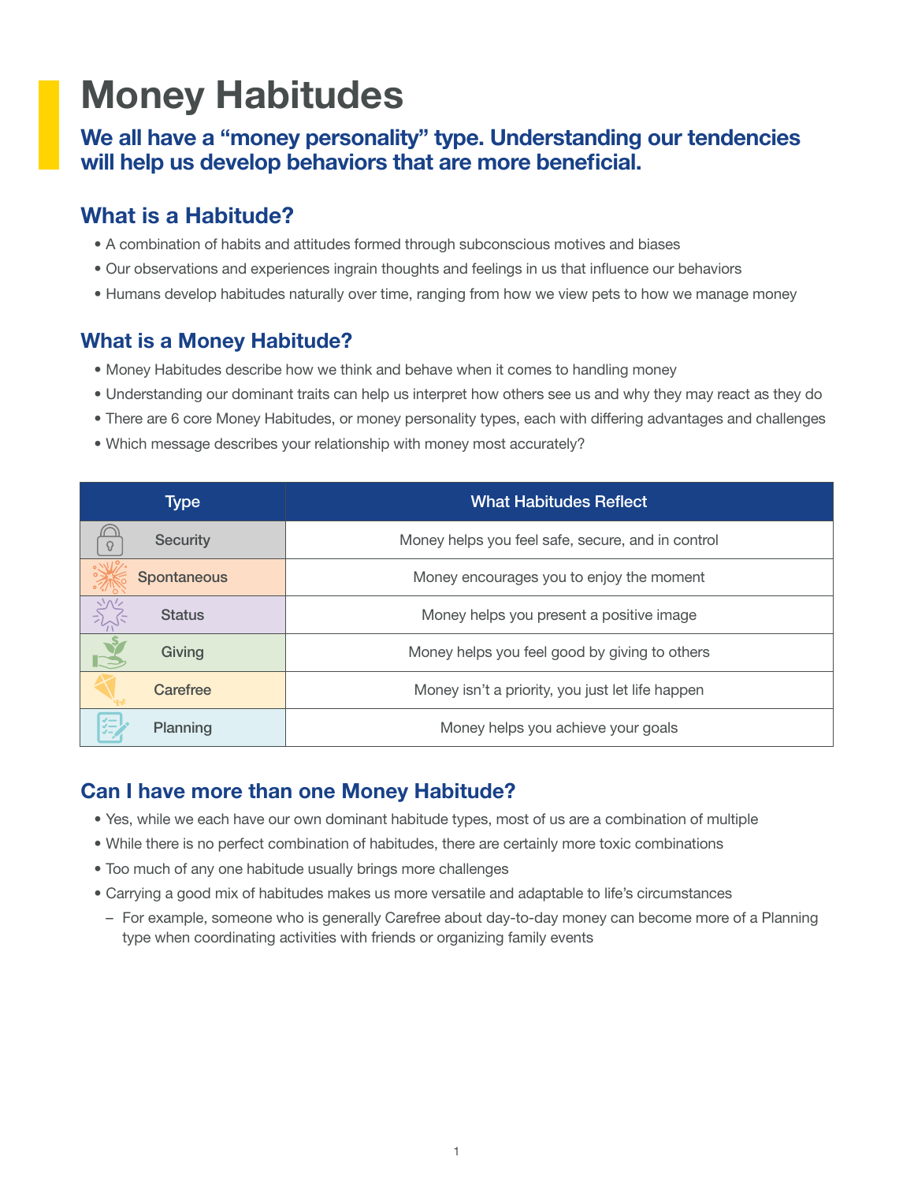# Money Habitudes

## We all have a "money personality" type. Understanding our tendencies will help us develop behaviors that are more beneficial.

## What is a Habitude?

- A combination of habits and attitudes formed through subconscious motives and biases
- Our observations and experiences ingrain thoughts and feelings in us that influence our behaviors
- Humans develop habitudes naturally over time, ranging from how we view pets to how we manage money

## What is a Money Habitude?

- Money Habitudes describe how we think and behave when it comes to handling money
- Understanding our dominant traits can help us interpret how others see us and why they may react as they do
- There are 6 core Money Habitudes, or money personality types, each with differing advantages and challenges
- Which message describes your relationship with money most accurately?

| Type | What Habitudes Reflect |
|---|---|
| Security | Money helps you feel safe, secure, and in control |
| Spontaneous | Money encourages you to enjoy the moment |
| Status | Money helps you present a positive image |
| Giving | Money helps you feel good by giving to others |
| Carefree | Money isn't a priority, you just let life happen |
| Planning | Money helps you achieve your goals |

## Can I have more than one Money Habitude?

- Yes, while we each have our own dominant habitude types, most of us are a combination of multiple
- While there is no perfect combination of habitudes, there are certainly more toxic combinations
- Too much of any one habitude usually brings more challenges
- Carrying a good mix of habitudes makes us more versatile and adaptable to life's circumstances
  - For example, someone who is generally Carefree about day-to-day money can become more of a Planning type when coordinating activities with friends or organizing family events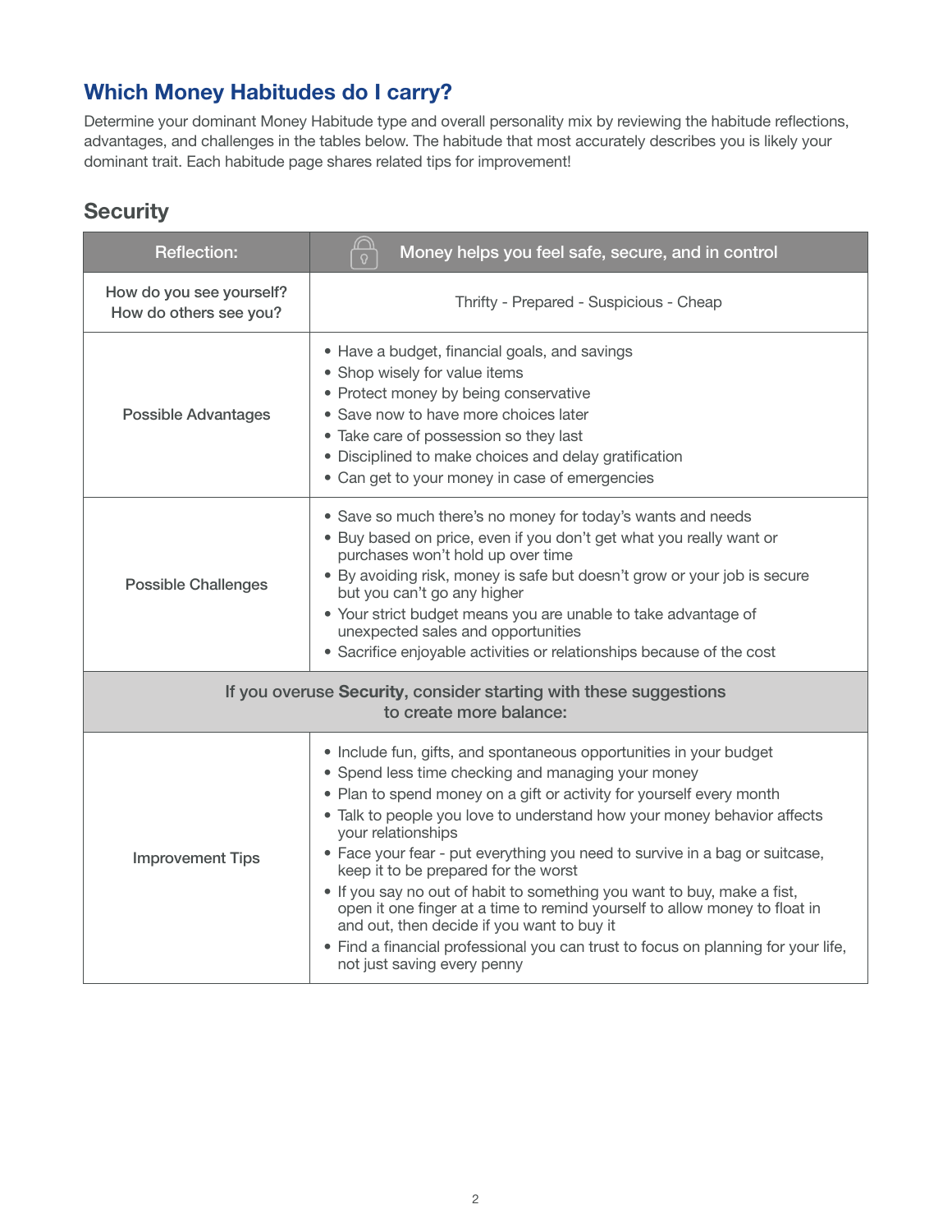## Which Money Habitudes do I carry?

Determine your dominant Money Habitude type and overall personality mix by reviewing the habitude reflections, advantages, and challenges in the tables below. The habitude that most accurately describes you is likely your dominant trait. Each habitude page shares related tips for improvement!

### Security

| Reflection: | Money helps you feel safe, secure, and in control |
| --- | --- |
| How do you see yourself?<br>How do others see you? | Thrifty - Prepared - Suspicious - Cheap |
| Possible Advantages | • Have a budget, financial goals, and savings<br>• Shop wisely for value items<br>• Protect money by being conservative<br>• Save now to have more choices later<br>• Take care of possession so they last<br>• Disciplined to make choices and delay gratification<br>• Can get to your money in case of emergencies |
| Possible Challenges | • Save so much there's no money for today's wants and needs<br>• Buy based on price, even if you don't get what you really want or purchases won't hold up over time<br>• By avoiding risk, money is safe but doesn't grow or your job is secure but you can't go any higher<br>• Your strict budget means you are unable to take advantage of unexpected sales and opportunities<br>• Sacrifice enjoyable activities or relationships because of the cost |
| If you overuse **Security**, consider starting with these suggestions to create more balance: | |
| Improvement Tips | • Include fun, gifts, and spontaneous opportunities in your budget<br>• Spend less time checking and managing your money<br>• Plan to spend money on a gift or activity for yourself every month<br>• Talk to people you love to understand how your money behavior affects your relationships<br>• Face your fear - put everything you need to survive in a bag or suitcase, keep it to be prepared for the worst<br>• If you say no out of habit to something you want to buy, make a fist, open it one finger at a time to remind yourself to allow money to float in and out, then decide if you want to buy it<br>• Find a financial professional you can trust to focus on planning for your life, not just saving every penny |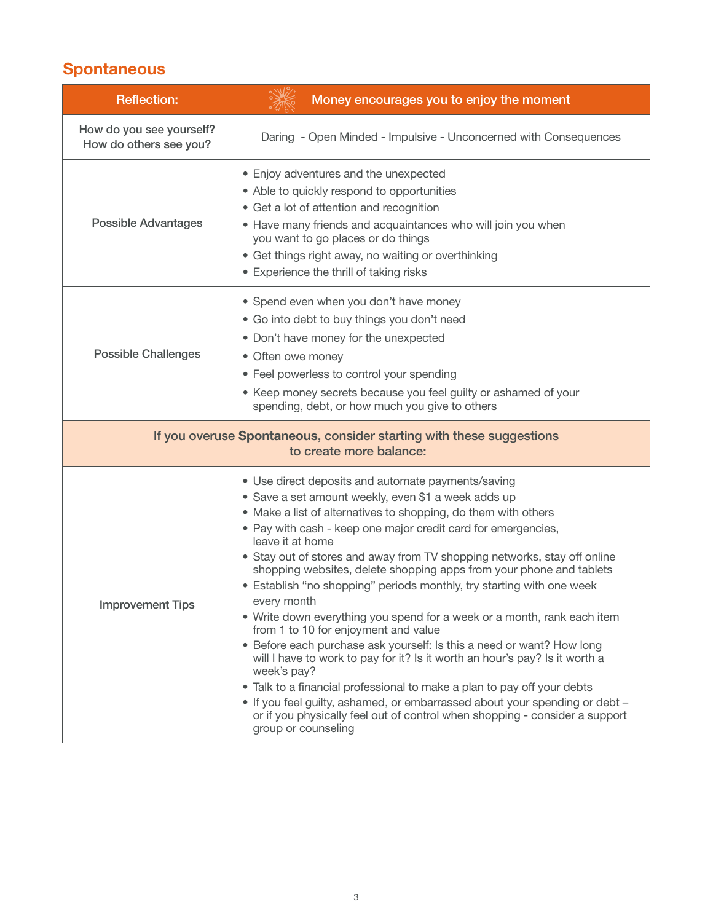## Spontaneous

| Reflection: | Money encourages you to enjoy the moment |
|---|---|
| How do you see yourself?<br>How do others see you? | Daring - Open Minded - Impulsive - Unconcerned with Consequences |
| Possible Advantages | • Enjoy adventures and the unexpected<br>• Able to quickly respond to opportunities<br>• Get a lot of attention and recognition<br>• Have many friends and acquaintances who will join you when you want to go places or do things<br>• Get things right away, no waiting or overthinking<br>• Experience the thrill of taking risks |
| Possible Challenges | • Spend even when you don't have money<br>• Go into debt to buy things you don't need<br>• Don't have money for the unexpected<br>• Often owe money<br>• Feel powerless to control your spending<br>• Keep money secrets because you feel guilty or ashamed of your spending, debt, or how much you give to others |
| If you overuse **Spontaneous**, consider starting with these suggestions to create more balance: | |
| Improvement Tips | • Use direct deposits and automate payments/saving<br>• Save a set amount weekly, even $1 a week adds up<br>• Make a list of alternatives to shopping, do them with others<br>• Pay with cash - keep one major credit card for emergencies, leave it at home<br>• Stay out of stores and away from TV shopping networks, stay off online shopping websites, delete shopping apps from your phone and tablets<br>• Establish "no shopping" periods monthly, try starting with one week every month<br>• Write down everything you spend for a week or a month, rank each item from 1 to 10 for enjoyment and value<br>• Before each purchase ask yourself: Is this a need or want? How long will I have to work to pay for it? Is it worth an hour's pay? Is it worth a week's pay?<br>• Talk to a financial professional to make a plan to pay off your debts<br>• If you feel guilty, ashamed, or embarrassed about your spending or debt – or if you physically feel out of control when shopping - consider a support group or counseling |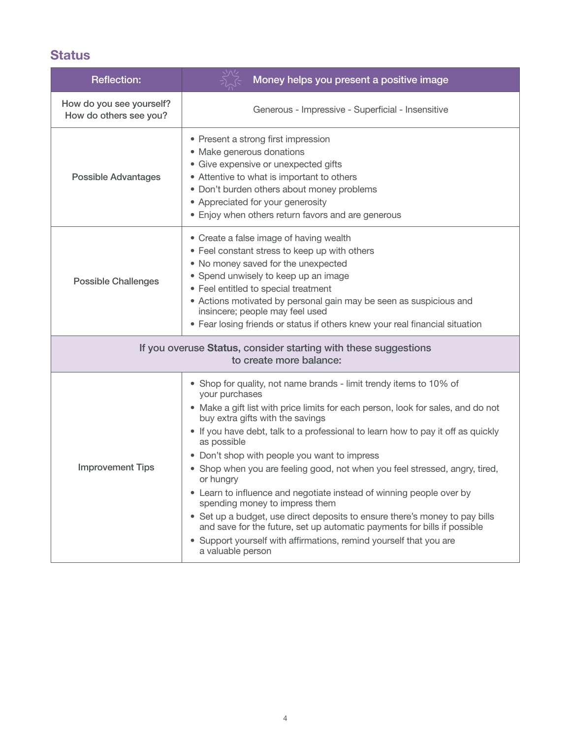## Status

| Reflection: | Money helps you present a positive image |
|---|---|
| How do you see yourself?<br>How do others see you? | Generous - Impressive - Superficial - Insensitive |
| Possible Advantages | • Present a strong first impression<br>• Make generous donations<br>• Give expensive or unexpected gifts<br>• Attentive to what is important to others<br>• Don't burden others about money problems<br>• Appreciated for your generosity<br>• Enjoy when others return favors and are generous |
| Possible Challenges | • Create a false image of having wealth<br>• Feel constant stress to keep up with others<br>• No money saved for the unexpected<br>• Spend unwisely to keep up an image<br>• Feel entitled to special treatment<br>• Actions motivated by personal gain may be seen as suspicious and insincere; people may feel used<br>• Fear losing friends or status if others knew your real financial situation |
| If you overuse **Status**, consider starting with these suggestions to create more balance: | |
| Improvement Tips | • Shop for quality, not name brands - limit trendy items to 10% of your purchases<br>• Make a gift list with price limits for each person, look for sales, and do not buy extra gifts with the savings<br>• If you have debt, talk to a professional to learn how to pay it off as quickly as possible<br>• Don't shop with people you want to impress<br>• Shop when you are feeling good, not when you feel stressed, angry, tired, or hungry<br>• Learn to influence and negotiate instead of winning people over by spending money to impress them<br>• Set up a budget, use direct deposits to ensure there's money to pay bills and save for the future, set up automatic payments for bills if possible<br>• Support yourself with affirmations, remind yourself that you are a valuable person |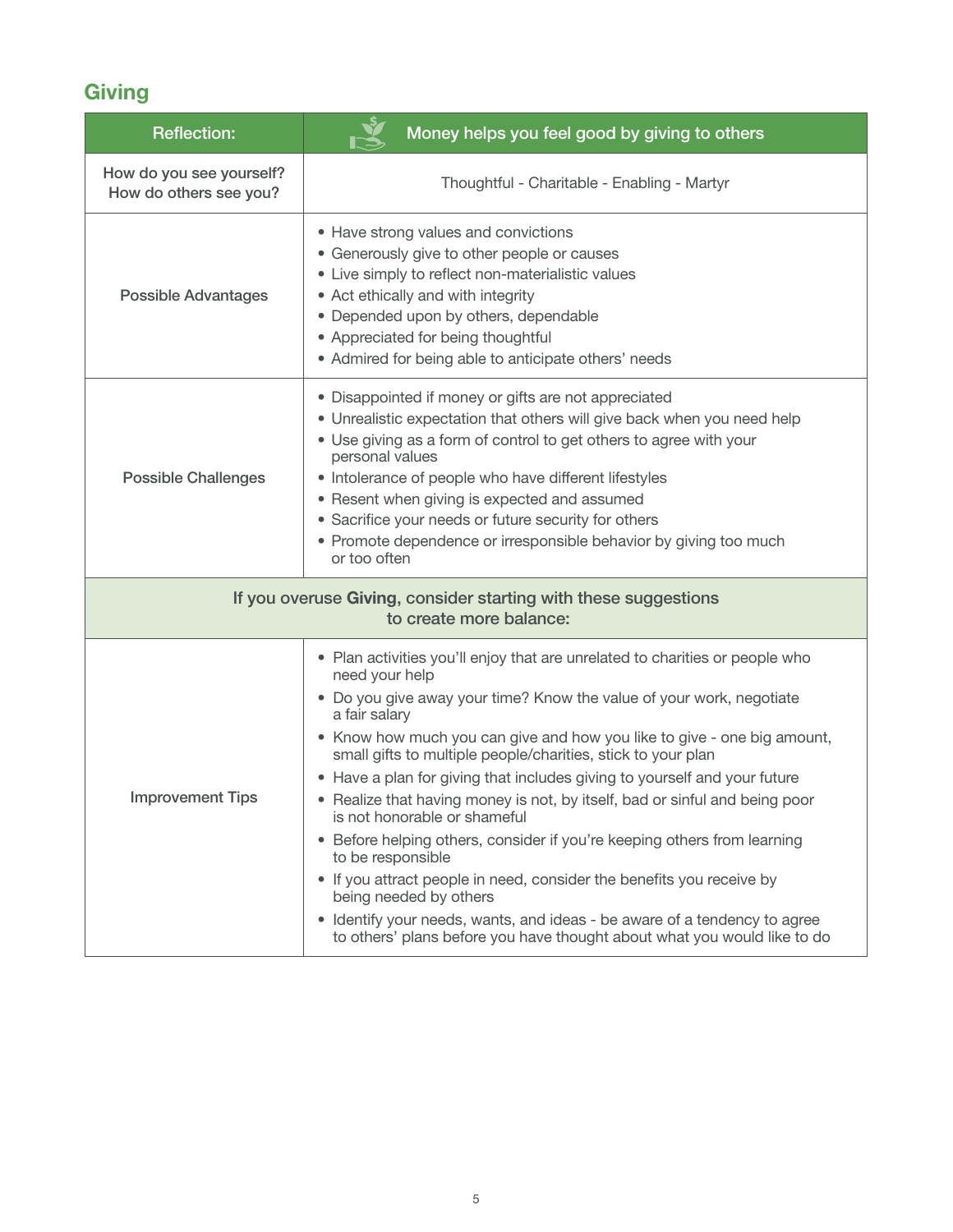## Giving

| Reflection: | Money helps you feel good by giving to others |
|---|---|
| How do you see yourself? How do others see you? | Thoughtful - Charitable - Enabling - Martyr |
| Possible Advantages | • Have strong values and convictions<br>• Generously give to other people or causes<br>• Live simply to reflect non-materialistic values<br>• Act ethically and with integrity<br>• Depended upon by others, dependable<br>• Appreciated for being thoughtful<br>• Admired for being able to anticipate others' needs |
| Possible Challenges | • Disappointed if money or gifts are not appreciated<br>• Unrealistic expectation that others will give back when you need help<br>• Use giving as a form of control to get others to agree with your personal values<br>• Intolerance of people who have different lifestyles<br>• Resent when giving is expected and assumed<br>• Sacrifice your needs or future security for others<br>• Promote dependence or irresponsible behavior by giving too much or too often |
| If you overuse **Giving**, consider starting with these suggestions to create more balance: | |
| Improvement Tips | • Plan activities you'll enjoy that are unrelated to charities or people who need your help<br>• Do you give away your time? Know the value of your work, negotiate a fair salary<br>• Know how much you can give and how you like to give - one big amount, small gifts to multiple people/charities, stick to your plan<br>• Have a plan for giving that includes giving to yourself and your future<br>• Realize that having money is not, by itself, bad or sinful and being poor is not honorable or shameful<br>• Before helping others, consider if you're keeping others from learning to be responsible<br>• If you attract people in need, consider the benefits you receive by being needed by others<br>• Identify your needs, wants, and ideas - be aware of a tendency to agree to others' plans before you have thought about what you would like to do |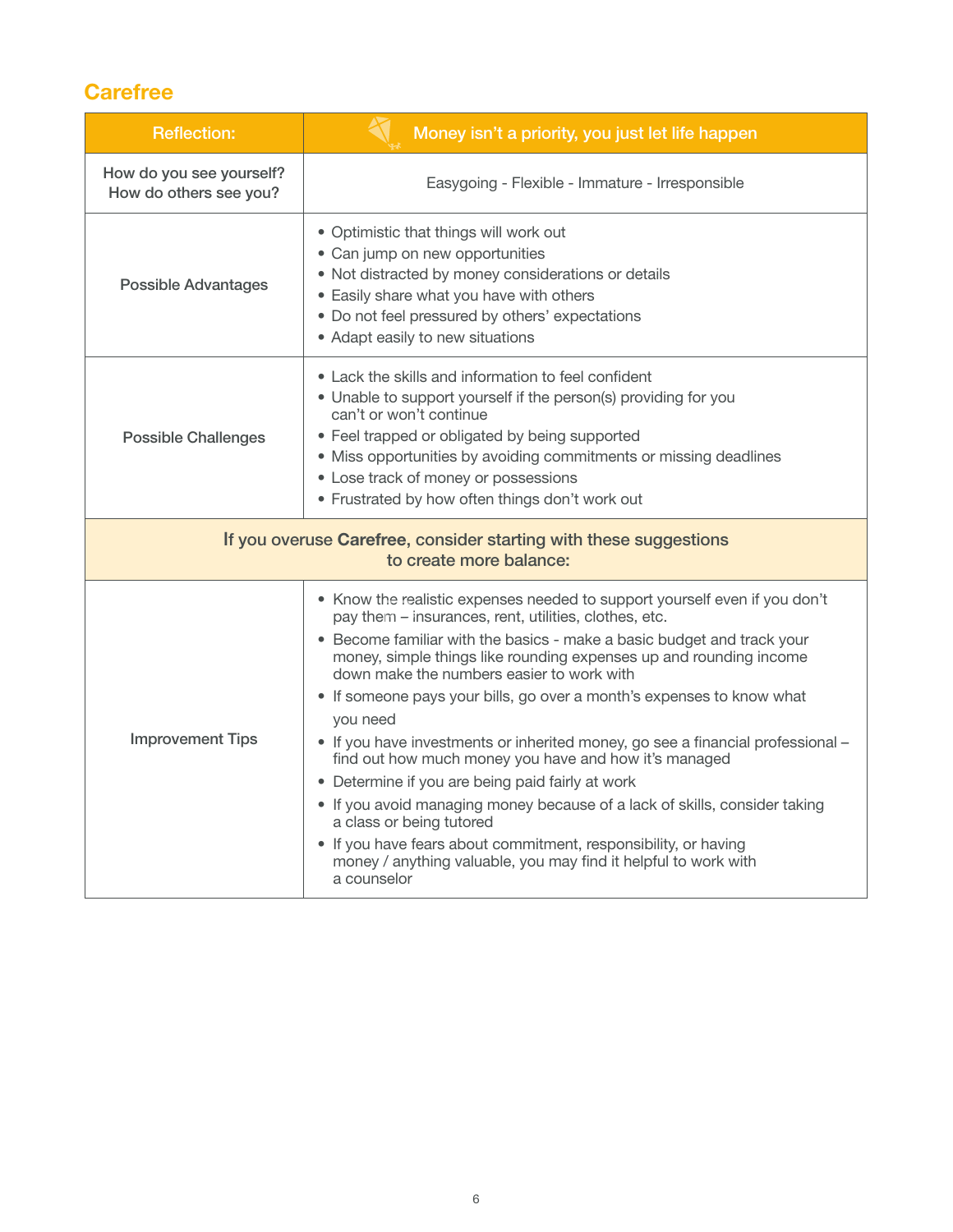## Carefree

| Reflection: | Money isn't a priority, you just let life happen |
|---|---|
| How do you see yourself? How do others see you? | Easygoing - Flexible - Immature - Irresponsible |
| Possible Advantages | • Optimistic that things will work out<br>• Can jump on new opportunities<br>• Not distracted by money considerations or details<br>• Easily share what you have with others<br>• Do not feel pressured by others' expectations<br>• Adapt easily to new situations |
| Possible Challenges | • Lack the skills and information to feel confident<br>• Unable to support yourself if the person(s) providing for you can't or won't continue<br>• Feel trapped or obligated by being supported<br>• Miss opportunities by avoiding commitments or missing deadlines<br>• Lose track of money or possessions<br>• Frustrated by how often things don't work out |
| If you overuse **Carefree**, consider starting with these suggestions to create more balance: | |
| Improvement Tips | • Know the realistic expenses needed to support yourself even if you don't pay them – insurances, rent, utilities, clothes, etc.<br>• Become familiar with the basics - make a basic budget and track your money, simple things like rounding expenses up and rounding income down make the numbers easier to work with<br>• If someone pays your bills, go over a month's expenses to know what you need<br>• If you have investments or inherited money, go see a financial professional – find out how much money you have and how it's managed<br>• Determine if you are being paid fairly at work<br>• If you avoid managing money because of a lack of skills, consider taking a class or being tutored<br>• If you have fears about commitment, responsibility, or having money / anything valuable, you may find it helpful to work with a counselor |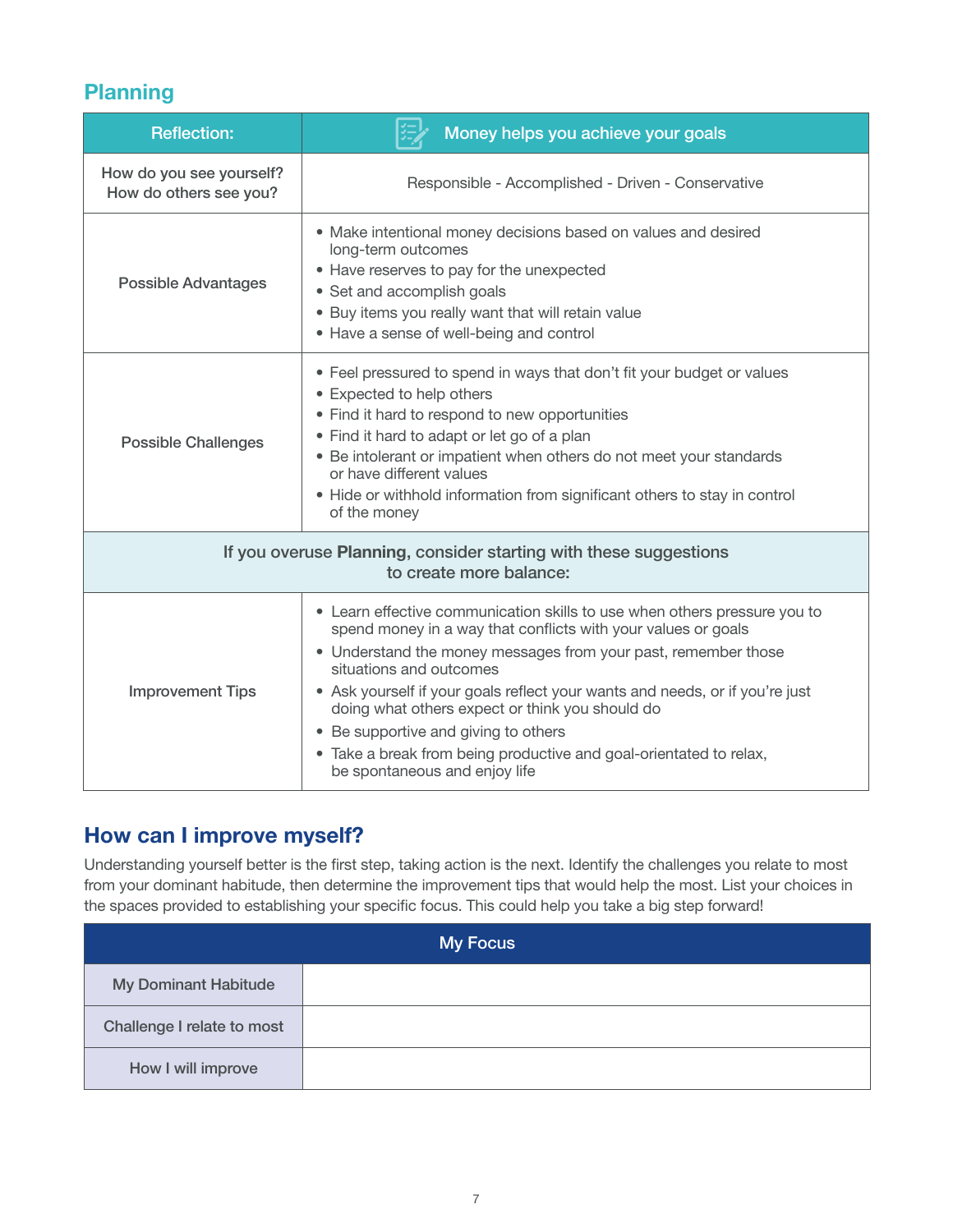## Planning

| Reflection: | Money helps you achieve your goals |
|---|---|
| How do you see yourself?<br>How do others see you? | Responsible - Accomplished - Driven - Conservative |
| Possible Advantages | • Make intentional money decisions based on values and desired long-term outcomes<br>• Have reserves to pay for the unexpected<br>• Set and accomplish goals<br>• Buy items you really want that will retain value<br>• Have a sense of well-being and control |
| Possible Challenges | • Feel pressured to spend in ways that don't fit your budget or values<br>• Expected to help others<br>• Find it hard to respond to new opportunities<br>• Find it hard to adapt or let go of a plan<br>• Be intolerant or impatient when others do not meet your standards or have different values<br>• Hide or withhold information from significant others to stay in control of the money |
| If you overuse **Planning**, consider starting with these suggestions to create more balance: | |
| Improvement Tips | • Learn effective communication skills to use when others pressure you to spend money in a way that conflicts with your values or goals<br>• Understand the money messages from your past, remember those situations and outcomes<br>• Ask yourself if your goals reflect your wants and needs, or if you're just doing what others expect or think you should do<br>• Be supportive and giving to others<br>• Take a break from being productive and goal-orientated to relax, be spontaneous and enjoy life |

## How can I improve myself?

Understanding yourself better is the first step, taking action is the next. Identify the challenges you relate to most from your dominant habitude, then determine the improvement tips that would help the most. List your choices in the spaces provided to establishing your specific focus. This could help you take a big step forward!

| My Focus | |
|---|---|
| My Dominant Habitude | |
| Challenge I relate to most | |
| How I will improve | |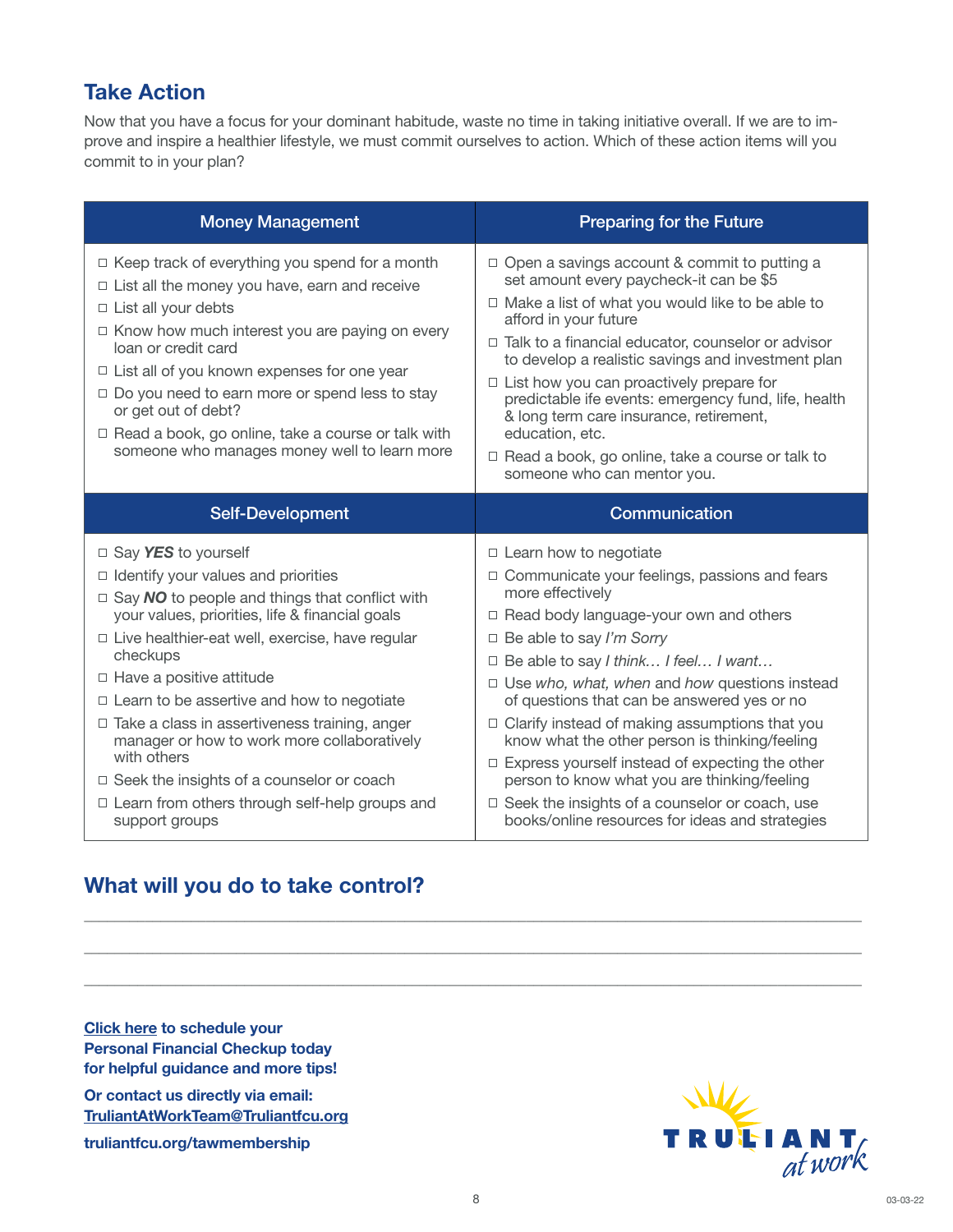## Take Action

Now that you have a focus for your dominant habitude, waste no time in taking initiative overall. If we are to improve and inspire a healthier lifestyle, we must commit ourselves to action. Which of these action items will you commit to in your plan?

| Money Management | Preparing for the Future |
|---|---|
| ☐ Keep track of everything you spend for a month<br>☐ List all the money you have, earn and receive<br>☐ List all your debts<br>☐ Know how much interest you are paying on every loan or credit card<br>☐ List all of you known expenses for one year<br>☐ Do you need to earn more or spend less to stay or get out of debt?<br>☐ Read a book, go online, take a course or talk with someone who manages money well to learn more | ☐ Open a savings account & commit to putting a set amount every paycheck-it can be $5<br>☐ Make a list of what you would like to be able to afford in your future<br>☐ Talk to a financial educator, counselor or advisor to develop a realistic savings and investment plan<br>☐ List how you can proactively prepare for predictable ife events: emergency fund, life, health & long term care insurance, retirement, education, etc.<br>☐ Read a book, go online, take a course or talk to someone who can mentor you. |
| **Self-Development** | **Communication** |
| ☐ Say ***YES*** to yourself<br>☐ Identify your values and priorities<br>☐ Say ***NO*** to people and things that conflict with your values, priorities, life & financial goals<br>☐ Live healthier-eat well, exercise, have regular checkups<br>☐ Have a positive attitude<br>☐ Learn to be assertive and how to negotiate<br>☐ Take a class in assertiveness training, anger manager or how to work more collaboratively with others<br>☐ Seek the insights of a counselor or coach<br>☐ Learn from others through self-help groups and support groups | ☐ Learn how to negotiate<br>☐ Communicate your feelings, passions and fears more effectively<br>☐ Read body language-your own and others<br>☐ Be able to say *I'm Sorry*<br>☐ Be able to say *I think… I feel… I want…*<br>☐ Use *who, what, when* and *how* questions instead of questions that can be answered yes or no<br>☐ Clarify instead of making assumptions that you know what the other person is thinking/feeling<br>☐ Express yourself instead of expecting the other person to know what you are thinking/feeling<br>☐ Seek the insights of a counselor or coach, use books/online resources for ideas and strategies |

## What will you do to take control?

\_\_\_\_\_\_\_\_\_\_\_\_\_\_\_\_\_\_\_\_\_\_\_\_\_\_\_\_\_\_\_\_\_\_\_\_\_\_\_\_\_\_\_\_\_\_\_\_\_\_\_\_\_\_\_\_\_\_\_\_\_\_\_\_\_\_\_\_\_\_\_\_

\_\_\_\_\_\_\_\_\_\_\_\_\_\_\_\_\_\_\_\_\_\_\_\_\_\_\_\_\_\_\_\_\_\_\_\_\_\_\_\_\_\_\_\_\_\_\_\_\_\_\_\_\_\_\_\_\_\_\_\_\_\_\_\_\_\_\_\_\_\_\_\_

\_\_\_\_\_\_\_\_\_\_\_\_\_\_\_\_\_\_\_\_\_\_\_\_\_\_\_\_\_\_\_\_\_\_\_\_\_\_\_\_\_\_\_\_\_\_\_\_\_\_\_\_\_\_\_\_\_\_\_\_\_\_\_\_\_\_\_\_\_\_\_\_

**Click here to schedule your Personal Financial Checkup today for helpful guidance and more tips!**

**Or contact us directly via email: TruliantAtWorkTeam@Truliantfcu.org**

**truliantfcu.org/tawmembership**

TRULIANT at work

03-03-22